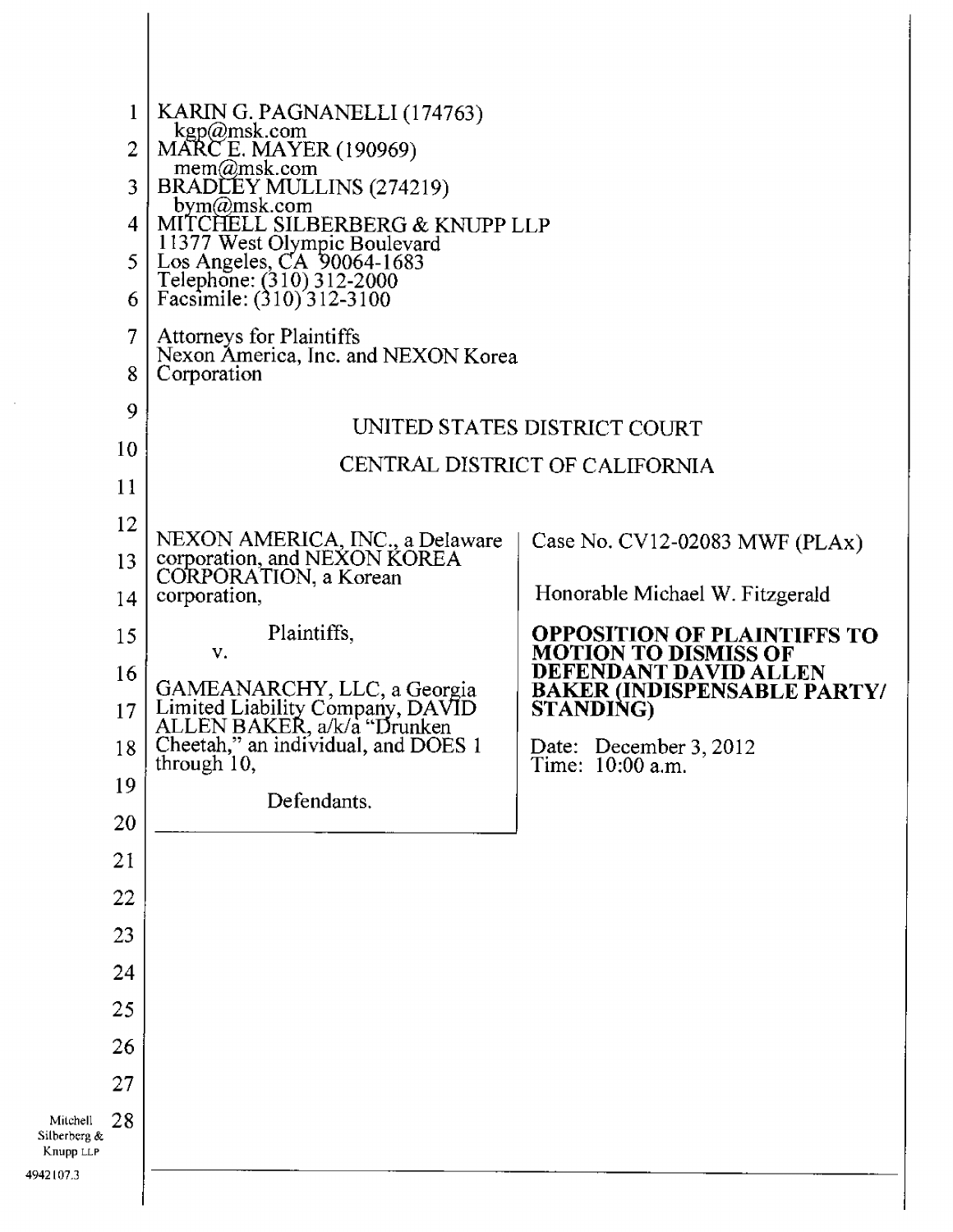KARIN G. PAGNANELLI (174763)
kgp@msk.com
MARC E. MAYER (190969)
mem@msk.com
BRADLEY MULLINS (274219)
bym@msk.com
MITCHELL SILBERBERG & KNUPP LLP
11377 West Olympic Boulevard
Los Angeles, CA 90064-1683
Telephone: (310) 312-2000
Facsimile: (310) 312-3100

Attorneys for Plaintiffs
Nexon America, Inc. and NEXON Korea Corporation

UNITED STATES DISTRICT COURT

CENTRAL DISTRICT OF CALIFORNIA

| | |
|---|---|
| NEXON AMERICA, INC., a Delaware corporation, and NEXON KOREA CORPORATION, a Korean corporation,<br><br>Plaintiffs,<br><br>v.<br><br>GAMEANARCHY, LLC, a Georgia Limited Liability Company, DAVID ALLEN BAKER, a/k/a "Drunken Cheetah," an individual, and DOES 1 through 10,<br><br>Defendants. | Case No. CV12-02083 MWF (PLAx)<br><br>Honorable Michael W. Fitzgerald<br><br>**OPPOSITION OF PLAINTIFFS TO MOTION TO DISMISS OF DEFENDANT DAVID ALLEN BAKER (INDISPENSABLE PARTY/ STANDING)**<br><br>Date: December 3, 2012<br>Time: 10:00 a.m. |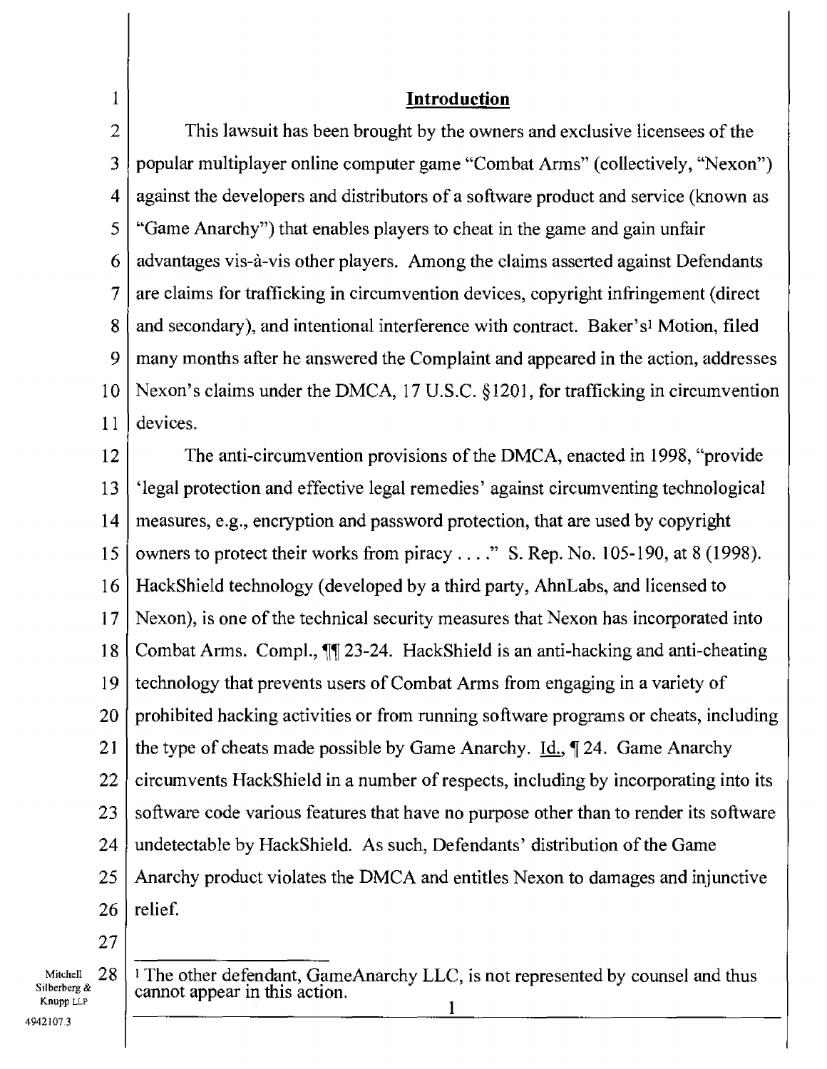## Introduction

This lawsuit has been brought by the owners and exclusive licensees of the popular multiplayer online computer game "Combat Arms" (collectively, "Nexon") against the developers and distributors of a software product and service (known as "Game Anarchy") that enables players to cheat in the game and gain unfair advantages vis-à-vis other players. Among the claims asserted against Defendants are claims for trafficking in circumvention devices, copyright infringement (direct and secondary), and intentional interference with contract. Baker's[1] Motion, filed many months after he answered the Complaint and appeared in the action, addresses Nexon's claims under the DMCA, 17 U.S.C. §1201, for trafficking in circumvention devices.

The anti-circumvention provisions of the DMCA, enacted in 1998, "provide 'legal protection and effective legal remedies' against circumventing technological measures, e.g., encryption and password protection, that are used by copyright owners to protect their works from piracy . . . ." S. Rep. No. 105-190, at 8 (1998). HackShield technology (developed by a third party, AhnLabs, and licensed to Nexon), is one of the technical security measures that Nexon has incorporated into Combat Arms. Compl., ¶¶ 23-24. HackShield is an anti-hacking and anti-cheating technology that prevents users of Combat Arms from engaging in a variety of prohibited hacking activities or from running software programs or cheats, including the type of cheats made possible by Game Anarchy. Id., ¶ 24. Game Anarchy circumvents HackShield in a number of respects, including by incorporating into its software code various features that have no purpose other than to render its software undetectable by HackShield. As such, Defendants' distribution of the Game Anarchy product violates the DMCA and entitles Nexon to damages and injunctive relief.

[1] The other defendant, GameAnarchy LLC, is not represented by counsel and thus cannot appear in this action.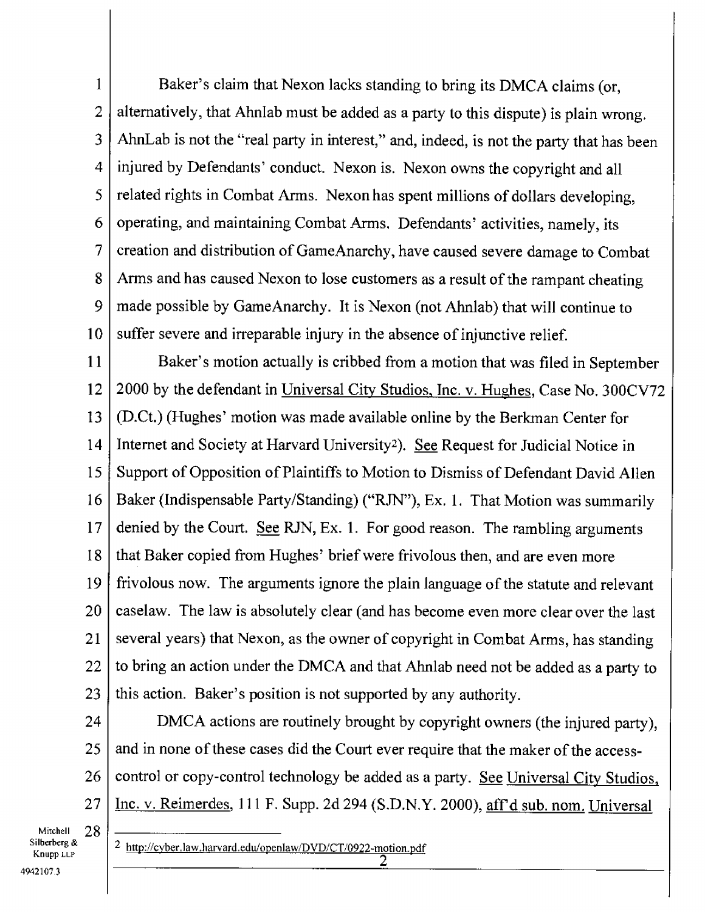Baker's claim that Nexon lacks standing to bring its DMCA claims (or, alternatively, that Ahnlab must be added as a party to this dispute) is plain wrong. AhnLab is not the "real party in interest," and, indeed, is not the party that has been injured by Defendants' conduct. Nexon is. Nexon owns the copyright and all related rights in Combat Arms. Nexon has spent millions of dollars developing, operating, and maintaining Combat Arms. Defendants' activities, namely, its creation and distribution of GameAnarchy, have caused severe damage to Combat Arms and has caused Nexon to lose customers as a result of the rampant cheating made possible by GameAnarchy. It is Nexon (not Ahnlab) that will continue to suffer severe and irreparable injury in the absence of injunctive relief.

Baker's motion actually is cribbed from a motion that was filed in September 2000 by the defendant in Universal City Studios, Inc. v. Hughes, Case No. 300CV72 (D.Ct.) (Hughes' motion was made available online by the Berkman Center for Internet and Society at Harvard University[2]). See Request for Judicial Notice in Support of Opposition of Plaintiffs to Motion to Dismiss of Defendant David Allen Baker (Indispensable Party/Standing) ("RJN"), Ex. 1. That Motion was summarily denied by the Court. See RJN, Ex. 1. For good reason. The rambling arguments that Baker copied from Hughes' brief were frivolous then, and are even more frivolous now. The arguments ignore the plain language of the statute and relevant caselaw. The law is absolutely clear (and has become even more clear over the last several years) that Nexon, as the owner of copyright in Combat Arms, has standing to bring an action under the DMCA and that Ahnlab need not be added as a party to this action. Baker's position is not supported by any authority.

DMCA actions are routinely brought by copyright owners (the injured party), and in none of these cases did the Court ever require that the maker of the access-control or copy-control technology be added as a party. See Universal City Studios, Inc. v. Reimerdes, 111 F. Supp. 2d 294 (S.D.N.Y. 2000), aff'd sub. nom. Universal

---

[2] http://cyber.law.harvard.edu/openlaw/DVD/CT/0922-motion.pdf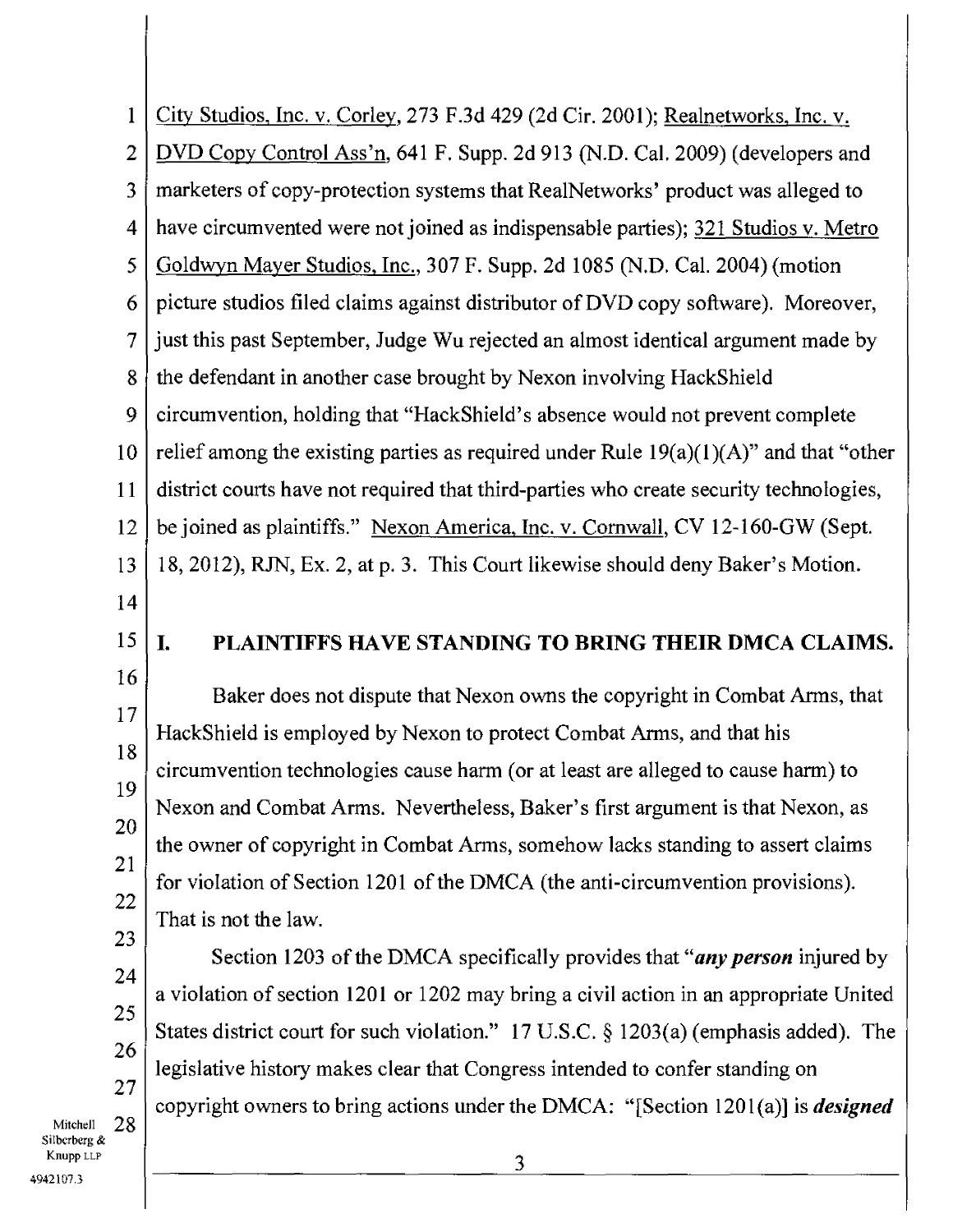City Studios, Inc. v. Corley, 273 F.3d 429 (2d Cir. 2001); Realnetworks, Inc. v. DVD Copy Control Ass'n, 641 F. Supp. 2d 913 (N.D. Cal. 2009) (developers and marketers of copy-protection systems that RealNetworks' product was alleged to have circumvented were not joined as indispensable parties); 321 Studios v. Metro Goldwyn Mayer Studios, Inc., 307 F. Supp. 2d 1085 (N.D. Cal. 2004) (motion picture studios filed claims against distributor of DVD copy software). Moreover, just this past September, Judge Wu rejected an almost identical argument made by the defendant in another case brought by Nexon involving HackShield circumvention, holding that "HackShield's absence would not prevent complete relief among the existing parties as required under Rule 19(a)(1)(A)" and that "other district courts have not required that third-parties who create security technologies, be joined as plaintiffs." Nexon America, Inc. v. Cornwall, CV 12-160-GW (Sept. 18, 2012), RJN, Ex. 2, at p. 3. This Court likewise should deny Baker's Motion.

## I. PLAINTIFFS HAVE STANDING TO BRING THEIR DMCA CLAIMS.

Baker does not dispute that Nexon owns the copyright in Combat Arms, that HackShield is employed by Nexon to protect Combat Arms, and that his circumvention technologies cause harm (or at least are alleged to cause harm) to Nexon and Combat Arms. Nevertheless, Baker's first argument is that Nexon, as the owner of copyright in Combat Arms, somehow lacks standing to assert claims for violation of Section 1201 of the DMCA (the anti-circumvention provisions). That is not the law.

Section 1203 of the DMCA specifically provides that "***any person*** injured by a violation of section 1201 or 1202 may bring a civil action in an appropriate United States district court for such violation." 17 U.S.C. § 1203(a) (emphasis added). The legislative history makes clear that Congress intended to confer standing on copyright owners to bring actions under the DMCA: "[Section 1201(a)] is ***designed***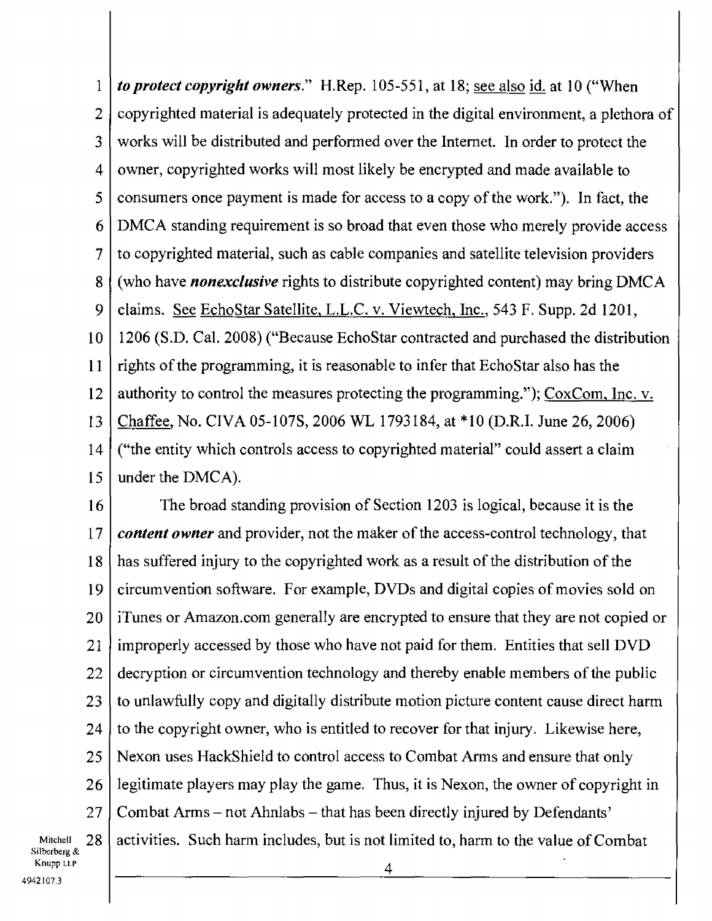***to protect copyright owners***." H.Rep. 105-551, at 18; see also id. at 10 ("When copyrighted material is adequately protected in the digital environment, a plethora of works will be distributed and performed over the Internet. In order to protect the owner, copyrighted works will most likely be encrypted and made available to consumers once payment is made for access to a copy of the work."). In fact, the DMCA standing requirement is so broad that even those who merely provide access to copyrighted material, such as cable companies and satellite television providers (who have ***nonexclusive*** rights to distribute copyrighted content) may bring DMCA claims. See EchoStar Satellite, L.L.C. v. Viewtech, Inc., 543 F. Supp. 2d 1201, 1206 (S.D. Cal. 2008) ("Because EchoStar contracted and purchased the distribution rights of the programming, it is reasonable to infer that EchoStar also has the authority to control the measures protecting the programming."); CoxCom, Inc. v. Chaffee, No. CIVA 05-107S, 2006 WL 1793184, at *10 (D.R.I. June 26, 2006) ("the entity which controls access to copyrighted material" could assert a claim under the DMCA).

The broad standing provision of Section 1203 is logical, because it is the ***content owner*** and provider, not the maker of the access-control technology, that has suffered injury to the copyrighted work as a result of the distribution of the circumvention software. For example, DVDs and digital copies of movies sold on iTunes or Amazon.com generally are encrypted to ensure that they are not copied or improperly accessed by those who have not paid for them. Entities that sell DVD decryption or circumvention technology and thereby enable members of the public to unlawfully copy and digitally distribute motion picture content cause direct harm to the copyright owner, who is entitled to recover for that injury. Likewise here, Nexon uses HackShield to control access to Combat Arms and ensure that only legitimate players may play the game. Thus, it is Nexon, the owner of copyright in Combat Arms – not Ahnlabs – that has been directly injured by Defendants' activities. Such harm includes, but is not limited to, harm to the value of Combat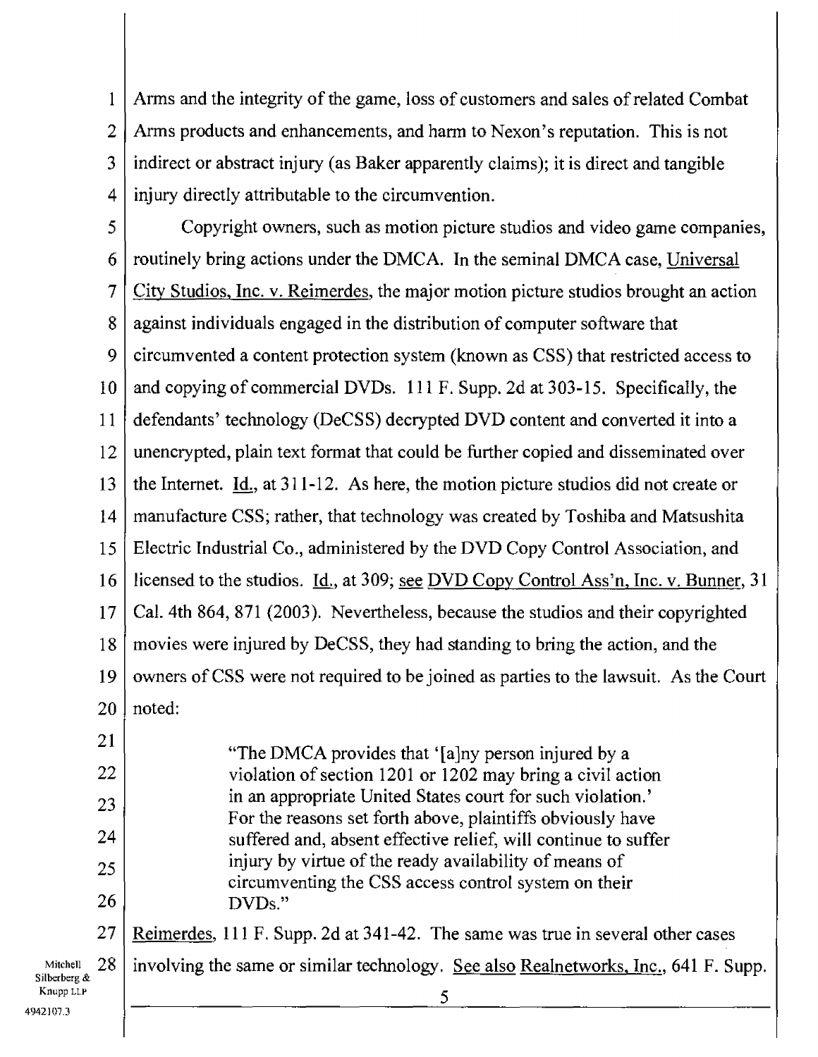Arms and the integrity of the game, loss of customers and sales of related Combat Arms products and enhancements, and harm to Nexon's reputation. This is not indirect or abstract injury (as Baker apparently claims); it is direct and tangible injury directly attributable to the circumvention.

Copyright owners, such as motion picture studios and video game companies, routinely bring actions under the DMCA. In the seminal DMCA case, Universal City Studios, Inc. v. Reimerdes, the major motion picture studios brought an action against individuals engaged in the distribution of computer software that circumvented a content protection system (known as CSS) that restricted access to and copying of commercial DVDs. 111 F. Supp. 2d at 303-15. Specifically, the defendants' technology (DeCSS) decrypted DVD content and converted it into a unencrypted, plain text format that could be further copied and disseminated over the Internet. Id., at 311-12. As here, the motion picture studios did not create or manufacture CSS; rather, that technology was created by Toshiba and Matsushita Electric Industrial Co., administered by the DVD Copy Control Association, and licensed to the studios. Id., at 309; see DVD Copy Control Ass'n, Inc. v. Bunner, 31 Cal. 4th 864, 871 (2003). Nevertheless, because the studios and their copyrighted movies were injured by DeCSS, they had standing to bring the action, and the owners of CSS were not required to be joined as parties to the lawsuit. As the Court noted:

> "The DMCA provides that '[a]ny person injured by a violation of section 1201 or 1202 may bring a civil action in an appropriate United States court for such violation.' For the reasons set forth above, plaintiffs obviously have suffered and, absent effective relief, will continue to suffer injury by virtue of the ready availability of means of circumventing the CSS access control system on their DVDs."

Reimerdes, 111 F. Supp. 2d at 341-42. The same was true in several other cases involving the same or similar technology. See also Realnetworks, Inc., 641 F. Supp.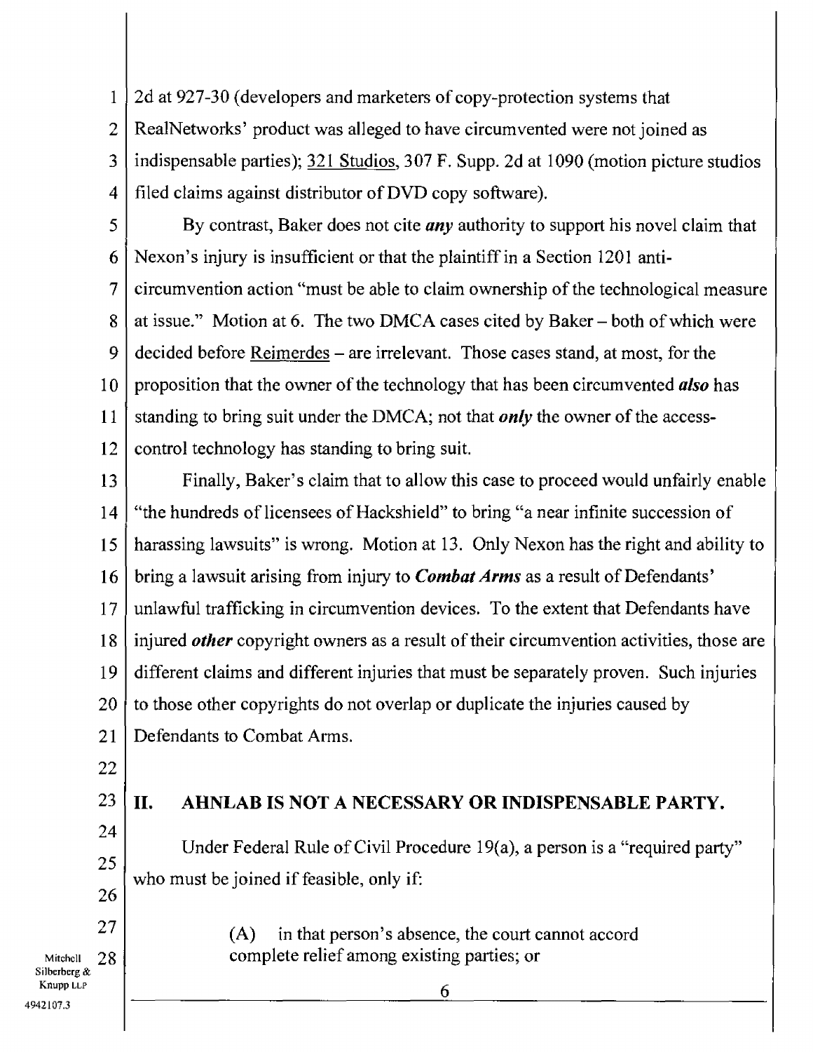2d at 927-30 (developers and marketers of copy-protection systems that RealNetworks' product was alleged to have circumvented were not joined as indispensable parties); 321 Studios, 307 F. Supp. 2d at 1090 (motion picture studios filed claims against distributor of DVD copy software).

By contrast, Baker does not cite ***any*** authority to support his novel claim that Nexon's injury is insufficient or that the plaintiff in a Section 1201 anti-circumvention action "must be able to claim ownership of the technological measure at issue." Motion at 6. The two DMCA cases cited by Baker – both of which were decided before Reimerdes – are irrelevant. Those cases stand, at most, for the proposition that the owner of the technology that has been circumvented ***also*** has standing to bring suit under the DMCA; not that ***only*** the owner of the access-control technology has standing to bring suit.

Finally, Baker's claim that to allow this case to proceed would unfairly enable "the hundreds of licensees of Hackshield" to bring "a near infinite succession of harassing lawsuits" is wrong. Motion at 13. Only Nexon has the right and ability to bring a lawsuit arising from injury to ***Combat Arms*** as a result of Defendants' unlawful trafficking in circumvention devices. To the extent that Defendants have injured ***other*** copyright owners as a result of their circumvention activities, those are different claims and different injuries that must be separately proven. Such injuries to those other copyrights do not overlap or duplicate the injuries caused by Defendants to Combat Arms.

## II. AHNLAB IS NOT A NECESSARY OR INDISPENSABLE PARTY.

Under Federal Rule of Civil Procedure 19(a), a person is a "required party" who must be joined if feasible, only if:

> (A) in that person's absence, the court cannot accord complete relief among existing parties; or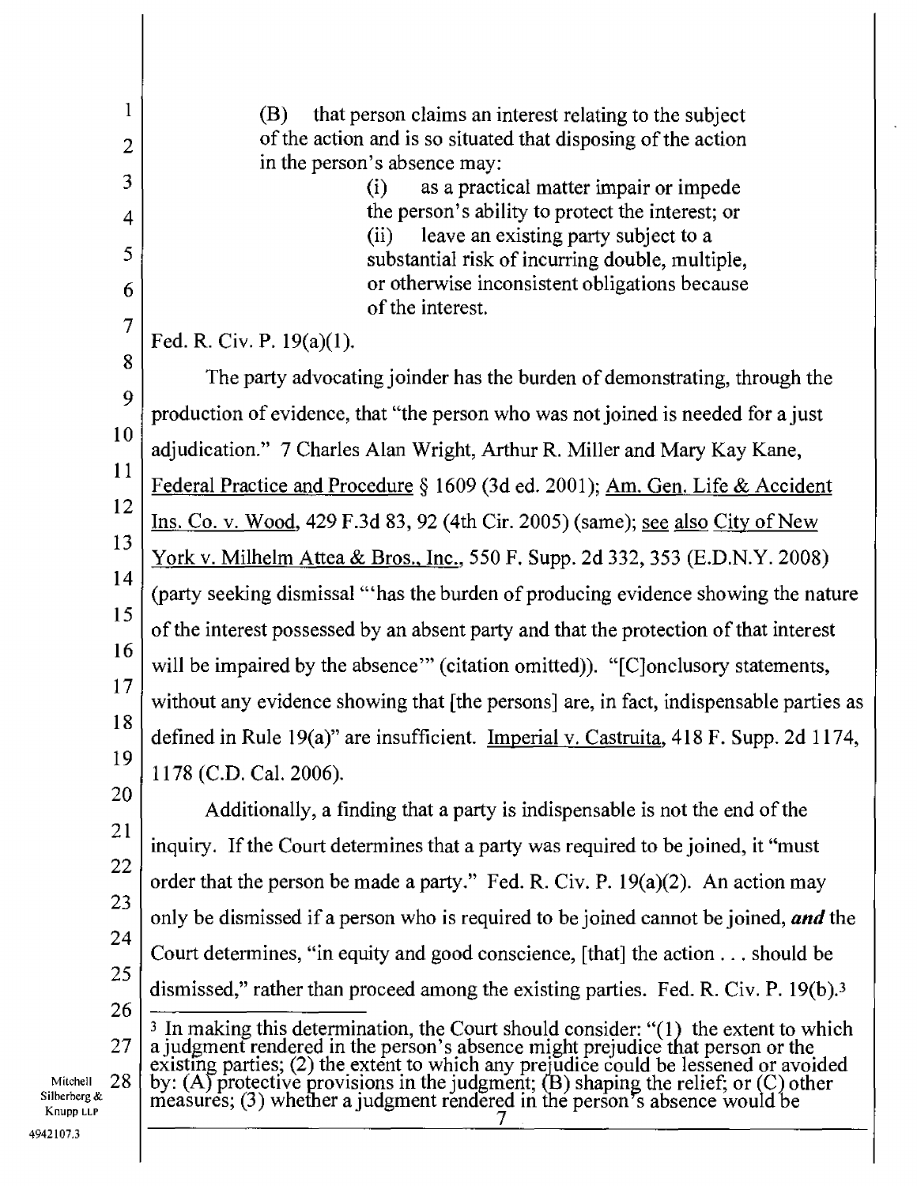> (B) that person claims an interest relating to the subject of the action and is so situated that disposing of the action in the person's absence may:
>
> > (i) as a practical matter impair or impede the person's ability to protect the interest; or
> >
> > (ii) leave an existing party subject to a substantial risk of incurring double, multiple, or otherwise inconsistent obligations because of the interest.

Fed. R. Civ. P. 19(a)(1).

The party advocating joinder has the burden of demonstrating, through the production of evidence, that "the person who was not joined is needed for a just adjudication." 7 Charles Alan Wright, Arthur R. Miller and Mary Kay Kane, Federal Practice and Procedure § 1609 (3d ed. 2001); Am. Gen. Life & Accident Ins. Co. v. Wood, 429 F.3d 83, 92 (4th Cir. 2005) (same); see also City of New York v. Milhelm Attea & Bros., Inc., 550 F. Supp. 2d 332, 353 (E.D.N.Y. 2008) (party seeking dismissal "'has the burden of producing evidence showing the nature of the interest possessed by an absent party and that the protection of that interest will be impaired by the absence'" (citation omitted)). "[C]onclusory statements, without any evidence showing that [the persons] are, in fact, indispensable parties as defined in Rule 19(a)" are insufficient. Imperial v. Castruita, 418 F. Supp. 2d 1174, 1178 (C.D. Cal. 2006).

Additionally, a finding that a party is indispensable is not the end of the inquiry. If the Court determines that a party was required to be joined, it "must order that the person be made a party." Fed. R. Civ. P. 19(a)(2). An action may only be dismissed if a person who is required to be joined cannot be joined, ***and*** the Court determines, "in equity and good conscience, [that] the action . . . should be dismissed," rather than proceed among the existing parties. Fed. R. Civ. P. 19(b).[3]

---

[3] In making this determination, the Court should consider: "(1) the extent to which a judgment rendered in the person's absence might prejudice that person or the existing parties; (2) the extent to which any prejudice could be lessened or avoided by: (A) protective provisions in the judgment; (B) shaping the relief; or (C) other measures; (3) whether a judgment rendered in the person's absence would be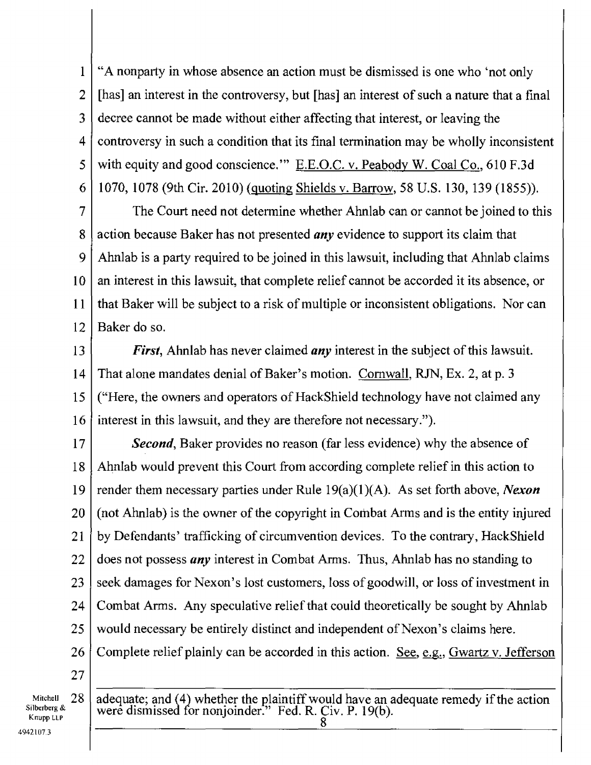"A nonparty in whose absence an action must be dismissed is one who 'not only [has] an interest in the controversy, but [has] an interest of such a nature that a final decree cannot be made without either affecting that interest, or leaving the controversy in such a condition that its final termination may be wholly inconsistent with equity and good conscience.'" E.E.O.C. v. Peabody W. Coal Co., 610 F.3d 1070, 1078 (9th Cir. 2010) (quoting Shields v. Barrow, 58 U.S. 130, 139 (1855)).

The Court need not determine whether Ahnlab can or cannot be joined to this action because Baker has not presented ***any*** evidence to support its claim that Ahnlab is a party required to be joined in this lawsuit, including that Ahnlab claims an interest in this lawsuit, that complete relief cannot be accorded it its absence, or that Baker will be subject to a risk of multiple or inconsistent obligations. Nor can Baker do so.

***First***, Ahnlab has never claimed ***any*** interest in the subject of this lawsuit. That alone mandates denial of Baker's motion. Cornwall, RJN, Ex. 2, at p. 3 ("Here, the owners and operators of HackShield technology have not claimed any interest in this lawsuit, and they are therefore not necessary.").

***Second***, Baker provides no reason (far less evidence) why the absence of Ahnlab would prevent this Court from according complete relief in this action to render them necessary parties under Rule 19(a)(1)(A). As set forth above, ***Nexon*** (not Ahnlab) is the owner of the copyright in Combat Arms and is the entity injured by Defendants' trafficking of circumvention devices. To the contrary, HackShield does not possess ***any*** interest in Combat Arms. Thus, Ahnlab has no standing to seek damages for Nexon's lost customers, loss of goodwill, or loss of investment in Combat Arms. Any speculative relief that could theoretically be sought by Ahnlab would necessary be entirely distinct and independent of Nexon's claims here. Complete relief plainly can be accorded in this action. See, e.g., Gwartz v. Jefferson

---

adequate; and (4) whether the plaintiff would have an adequate remedy if the action were dismissed for nonjoinder." Fed. R. Civ. P. 19(b).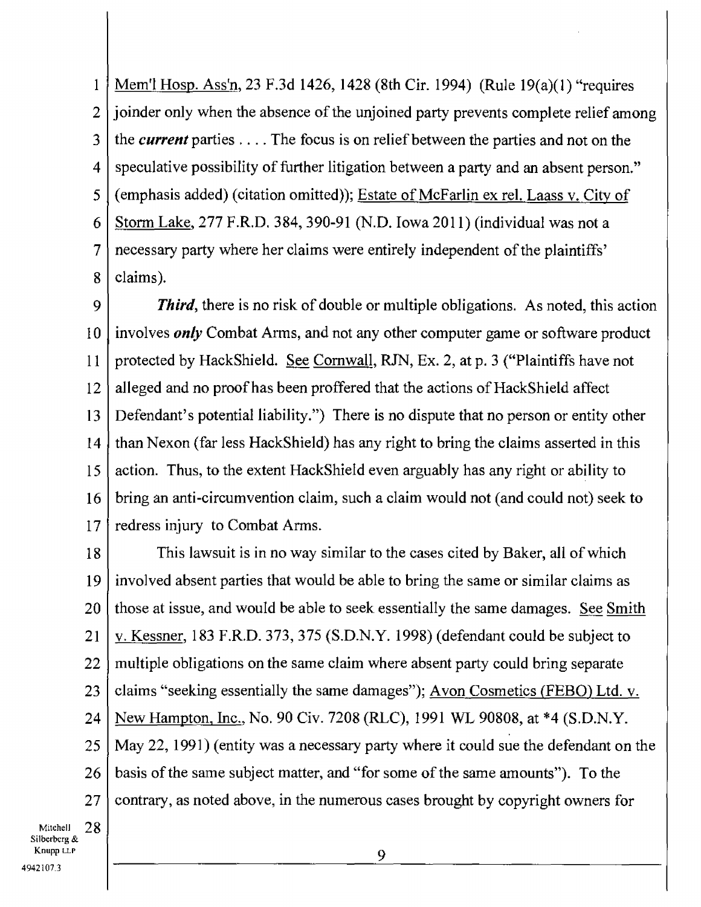Mem'l Hosp. Ass'n, 23 F.3d 1426, 1428 (8th Cir. 1994) (Rule 19(a)(1) "requires joinder only when the absence of the unjoined party prevents complete relief among the ***current*** parties . . . . The focus is on relief between the parties and not on the speculative possibility of further litigation between a party and an absent person." (emphasis added) (citation omitted)); Estate of McFarlin ex rel. Laass v. City of Storm Lake, 277 F.R.D. 384, 390-91 (N.D. Iowa 2011) (individual was not a necessary party where her claims were entirely independent of the plaintiffs' claims).

***Third***, there is no risk of double or multiple obligations. As noted, this action involves ***only*** Combat Arms, and not any other computer game or software product protected by HackShield. See Cornwall, RJN, Ex. 2, at p. 3 ("Plaintiffs have not alleged and no proof has been proffered that the actions of HackShield affect Defendant's potential liability.") There is no dispute that no person or entity other than Nexon (far less HackShield) has any right to bring the claims asserted in this action. Thus, to the extent HackShield even arguably has any right or ability to bring an anti-circumvention claim, such a claim would not (and could not) seek to redress injury to Combat Arms.

This lawsuit is in no way similar to the cases cited by Baker, all of which involved absent parties that would be able to bring the same or similar claims as those at issue, and would be able to seek essentially the same damages. See Smith v. Kessner, 183 F.R.D. 373, 375 (S.D.N.Y. 1998) (defendant could be subject to multiple obligations on the same claim where absent party could bring separate claims "seeking essentially the same damages"); Avon Cosmetics (FEBO) Ltd. v. New Hampton, Inc., No. 90 Civ. 7208 (RLC), 1991 WL 90808, at *4 (S.D.N.Y. May 22, 1991) (entity was a necessary party where it could sue the defendant on the basis of the same subject matter, and "for some of the same amounts"). To the contrary, as noted above, in the numerous cases brought by copyright owners for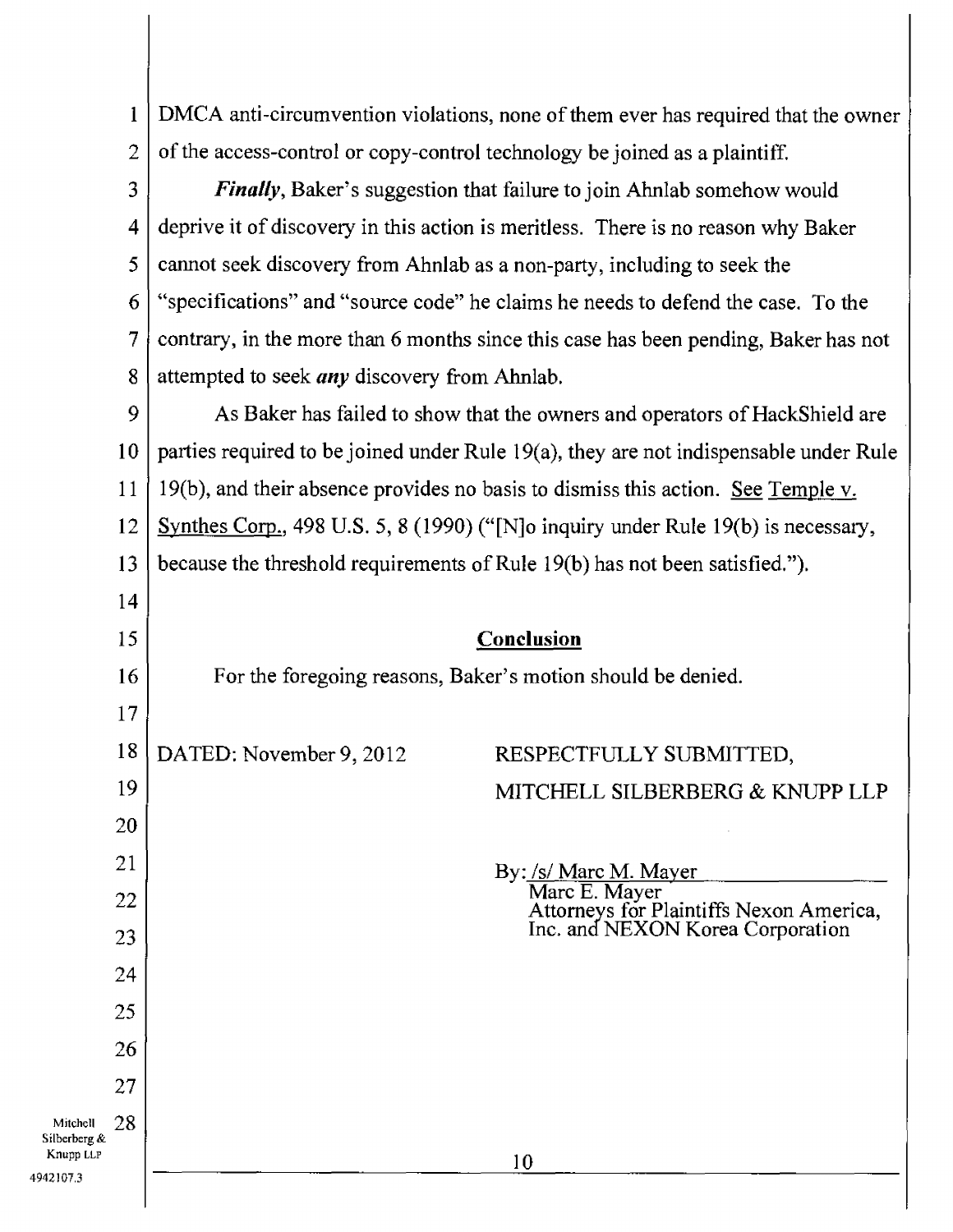DMCA anti-circumvention violations, none of them ever has required that the owner of the access-control or copy-control technology be joined as a plaintiff.

***Finally***, Baker's suggestion that failure to join Ahnlab somehow would deprive it of discovery in this action is meritless. There is no reason why Baker cannot seek discovery from Ahnlab as a non-party, including to seek the "specifications" and "source code" he claims he needs to defend the case. To the contrary, in the more than 6 months since this case has been pending, Baker has not attempted to seek ***any*** discovery from Ahnlab.

As Baker has failed to show that the owners and operators of HackShield are parties required to be joined under Rule 19(a), they are not indispensable under Rule 19(b), and their absence provides no basis to dismiss this action. See Temple v. Synthes Corp., 498 U.S. 5, 8 (1990) ("[N]o inquiry under Rule 19(b) is necessary, because the threshold requirements of Rule 19(b) has not been satisfied.").

## Conclusion

For the foregoing reasons, Baker's motion should be denied.

DATED: November 9, 2012

RESPECTFULLY SUBMITTED,
MITCHELL SILBERBERG & KNUPP LLP

By: /s/ Marc M. Mayer
Marc E. Mayer
Attorneys for Plaintiffs Nexon America, Inc. and NEXON Korea Corporation